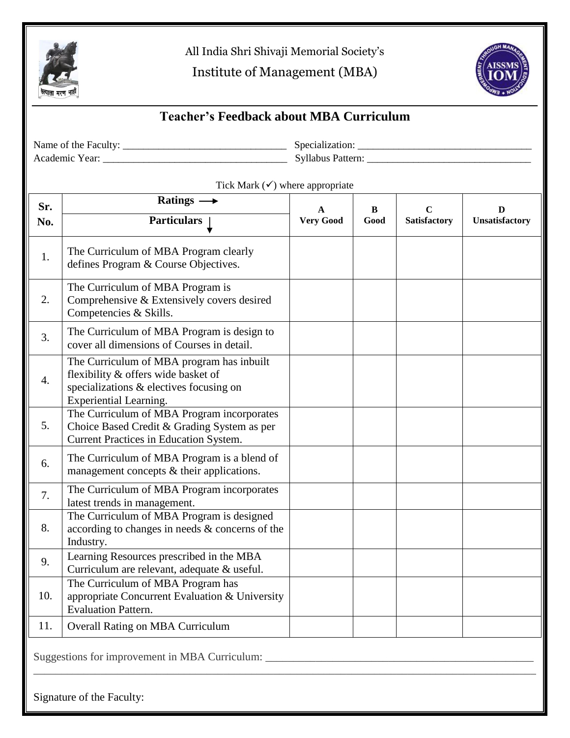All India Shri Shivaji Memorial Society's

Institute of Management (MBA)

## Teacher's Feedback about MBA Curriculum

Name of the Faculty: ______________________________ Specialization: ______________________________

Academic Year: ______________________________ Syllabus Pattern: ______________________________

Tick Mark (✓) where appropriate

| Sr. No. | Ratings → / Particulars ↓ | A Very Good | B Good | C Satisfactory | D Unsatisfactory |
|---|---|---|---|---|---|
| 1. | The Curriculum of MBA Program clearly defines Program & Course Objectives. | | | | |
| 2. | The Curriculum of MBA Program is Comprehensive & Extensively covers desired Competencies & Skills. | | | | |
| 3. | The Curriculum of MBA Program is design to cover all dimensions of Courses in detail. | | | | |
| 4. | The Curriculum of MBA program has inbuilt flexibility & offers wide basket of specializations & electives focusing on Experiential Learning. | | | | |
| 5. | The Curriculum of MBA Program incorporates Choice Based Credit & Grading System as per Current Practices in Education System. | | | | |
| 6. | The Curriculum of MBA Program is a blend of management concepts & their applications. | | | | |
| 7. | The Curriculum of MBA Program incorporates latest trends in management. | | | | |
| 8. | The Curriculum of MBA Program is designed according to changes in needs & concerns of the Industry. | | | | |
| 9. | Learning Resources prescribed in the MBA Curriculum are relevant, adequate & useful. | | | | |
| 10. | The Curriculum of MBA Program has appropriate Concurrent Evaluation & University Evaluation Pattern. | | | | |
| 11. | Overall Rating on MBA Curriculum | | | | |

Suggestions for improvement in MBA Curriculum: ______________________________

______________________________

Signature of the Faculty: